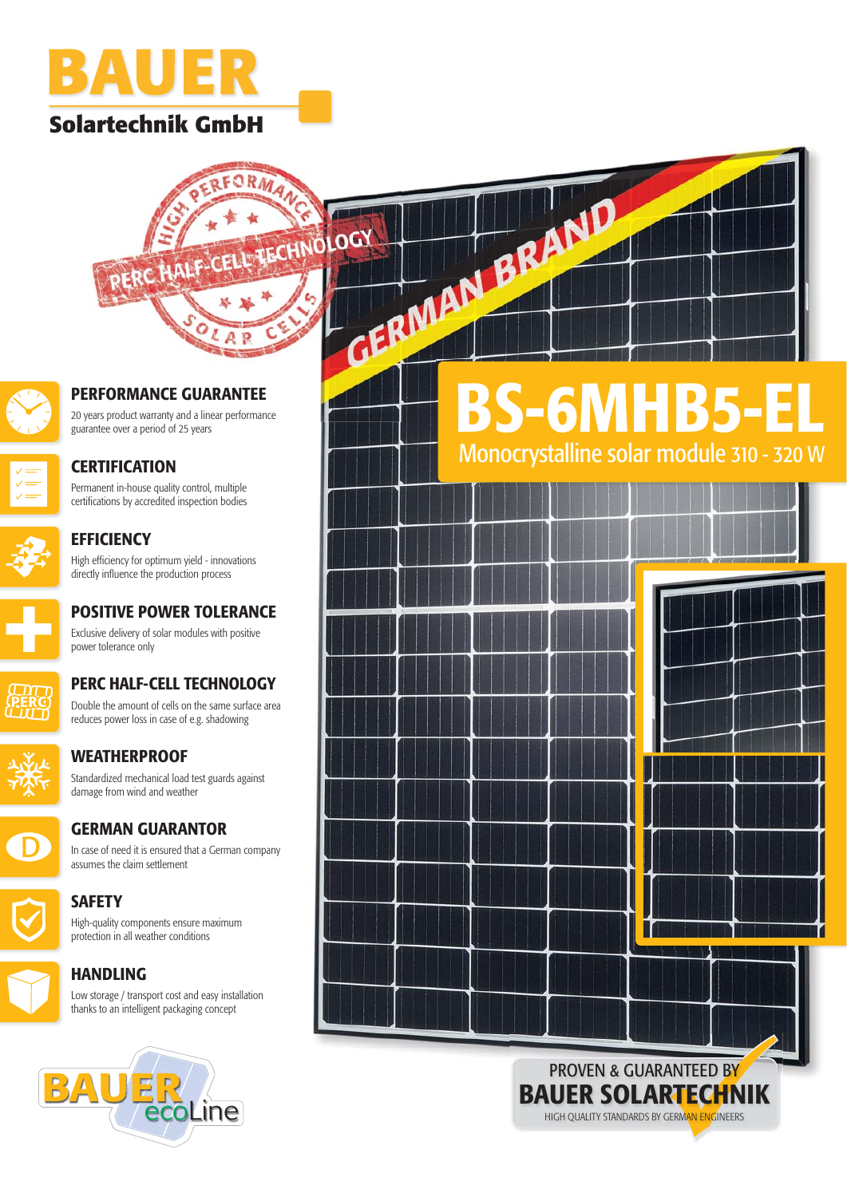# BAUER

**Solartechnik GmbH**

HIGH PERFORMANCE

PERC HALF-CELL TECHNOLOGY

SOLAR CELLS

GERMAN BRAND

# BS-6MHB5-EL

Monocrystalline solar module 310 - 320 W

### PERFORMANCE GUARANTEE

20 years product warranty and a linear performance guarantee over a period of 25 years

### CERTIFICATION

Permanent in-house quality control, multiple certifications by accredited inspection bodies

### EFFICIENCY

High efficiency for optimum yield - innovations directly influence the production process

### POSITIVE POWER TOLERANCE

Exclusive delivery of solar modules with positive power tolerance only

### PERC HALF-CELL TECHNOLOGY

Double the amount of cells on the same surface area reduces power loss in case of e.g. shadowing

### WEATHERPROOF

Standardized mechanical load test guards against damage from wind and weather

### GERMAN GUARANTOR

In case of need it is ensured that a German company assumes the claim settlement

### SAFETY

High-quality components ensure maximum protection in all weather conditions

### HANDLING

Low storage / transport cost and easy installation thanks to an intelligent packaging concept

BAUER ecoLine

PROVEN & GUARANTEED BY

**BAUER SOLARTECHNIK**

HIGH QUALITY STANDARDS BY GERMAN ENGINEERS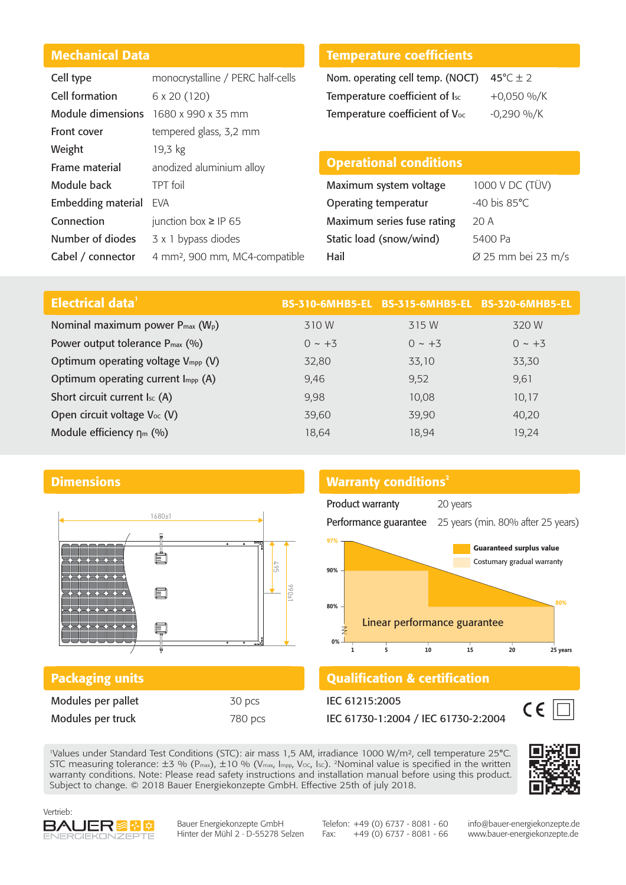## Mechanical Data

| | |
|---|---|
| Cell type | monocrystalline / PERC half-cells |
| Cell formation | 6 x 20 (120) |
| Module dimensions | 1680 x 990 x 35 mm |
| Front cover | tempered glass, 3,2 mm |
| Weight | 19,3 kg |
| Frame material | anodized aluminium alloy |
| Module back | TPT foil |
| Embedding material | EVA |
| Connection | junction box ≥ IP 65 |
| Number of diodes | 3 x 1 bypass diodes |
| Cabel / connector | 4 mm², 900 mm, MC4-compatible |

## Temperature coefficients

| | |
|---|---|
| Nom. operating cell temp. (NOCT) | 45°C ± 2 |
| Temperature coefficient of $I_{sc}$ | +0,050 %/K |
| Temperature coefficient of $V_{oc}$ | -0,290 %/K |

## Operational conditions

| | |
|---|---|
| Maximum system voltage | 1000 V DC (TÜV) |
| Operating temperatur | -40 bis 85°C |
| Maximum series fuse rating | 20 A |
| Static load (snow/wind) | 5400 Pa |
| Hail | Ø 25 mm bei 23 m/s |

## Electrical data[1]

| Electrical data[1] | BS-310-6MHB5-EL | BS-315-6MHB5-EL | BS-320-6MHB5-EL |
|---|---|---|---|
| Nominal maximum power $P_{max}$ ($W_p$) | 310 W | 315 W | 320 W |
| Power output tolerance $P_{max}$ (%) | 0 ~ +3 | 0 ~ +3 | 0 ~ +3 |
| Optimum operating voltage $V_{mpp}$ (V) | 32,80 | 33,10 | 33,30 |
| Optimum operating current $I_{mpp}$ (A) | 9,46 | 9,52 | 9,61 |
| Short circuit current $I_{sc}$ (A) | 9,98 | 10,08 | 10,17 |
| Open circuit voltage $V_{oc}$ (V) | 39,60 | 39,90 | 40,20 |
| Module efficiency $\eta_m$ (%) | 18,64 | 18,94 | 19,24 |

## Dimensions

1680±1

495

990±1

## Warranty conditions[2]

| | |
|---|---|
| Product warranty | 20 years |
| Performance guarantee | 25 years (min. 80% after 25 years) |

97%
90%
80%
0%
1 5 10 15 20 25 years
80%
Guaranteed surplus value
Costumary gradual warranty
Linear performance guarantee

## Packaging units

| | |
|---|---|
| Modules per pallet | 30 pcs |
| Modules per truck | 780 pcs |

## Qualification & certification

IEC 61215:2005

IEC 61730-1:2004 / IEC 61730-2:2004

CE

[1]Values under Standard Test Conditions (STC): air mass 1,5 AM, irradiance 1000 W/m², cell temperature 25°C. STC measuring tolerance: ±3 % ($P_{max}$), ±10 % ($V_{max}$, $I_{mpp}$, $V_{oc}$, $I_{sc}$). [2]Nominal value is specified in the written warranty conditions. Note: Please read safety instructions and installation manual before using this product. Subject to change. © 2018 Bauer Energiekonzepte GmbH. Effective 25th of july 2018.

Vertrieb:

BAUER ENERGIEKONZEPTE

Bauer Energiekonzepte GmbH
Hinter der Mühl 2 · D-55278 Selzen

Telefon: +49 (0) 6737 - 8081 - 60
Fax: +49 (0) 6737 - 8081 - 66

info@bauer-energiekonzepte.de
www.bauer-energiekonzepte.de